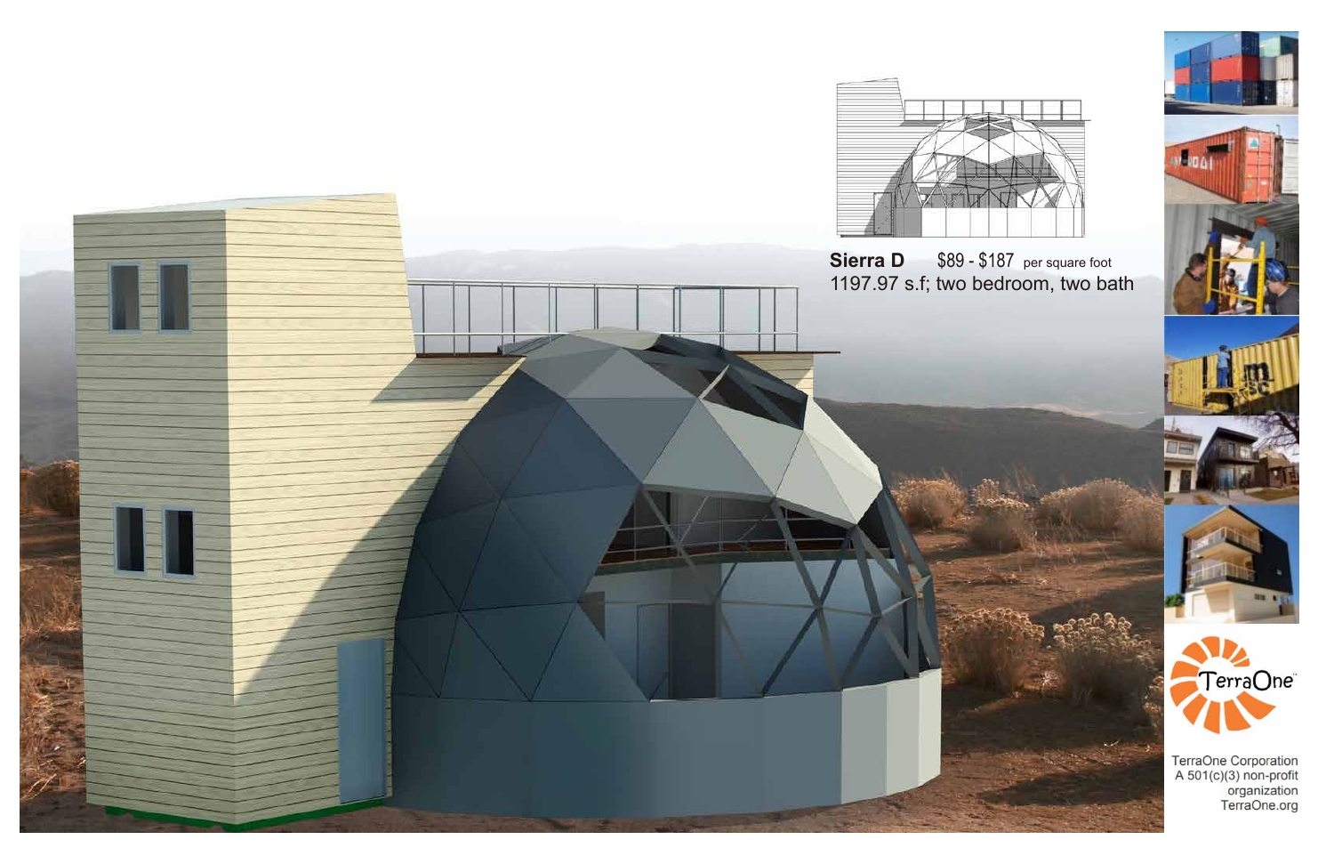**Sierra D** $89 - $187 per square foot

1197.97 s.f; two bedroom, two bath

TerraOne Corporation

A 501(c)(3) non-profit organization

TerraOne.org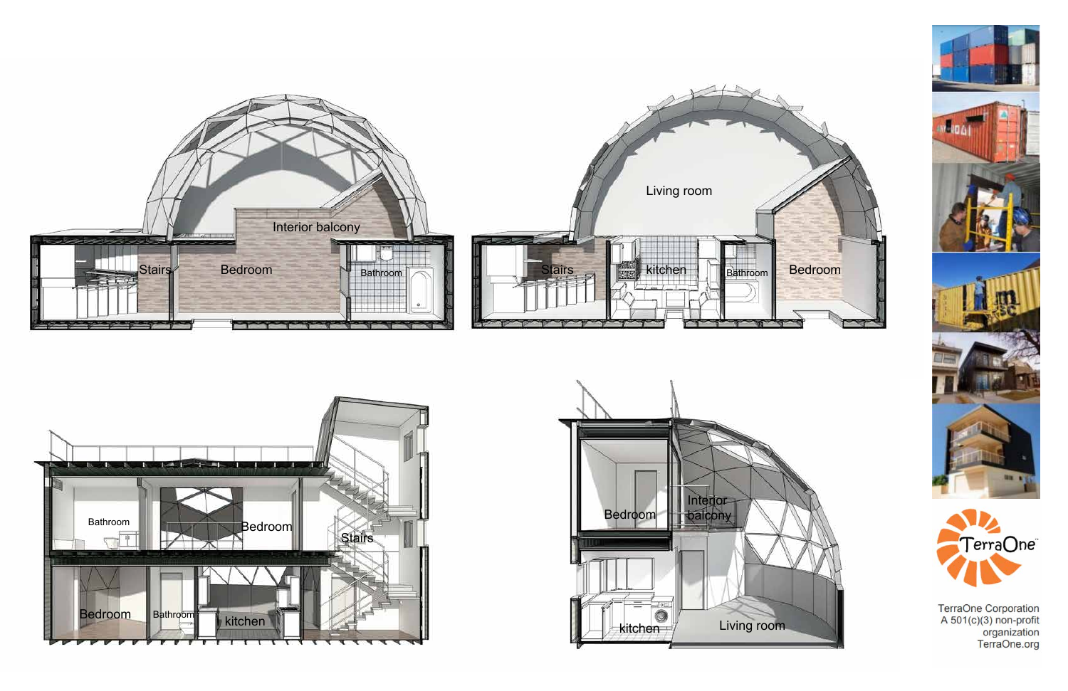Interior balcony

Stairs

Bedroom

Bathroom

Living room

Stairs

kitchen

Bathroom

Bedroom

Bathroom

Bedroom

Stairs

Bedroom

Bathroom

kitchen

Bedroom

Interior balcony

kitchen

Living room

TerraOne

TerraOne Corporation
A 501(c)(3) non-profit organization
TerraOne.org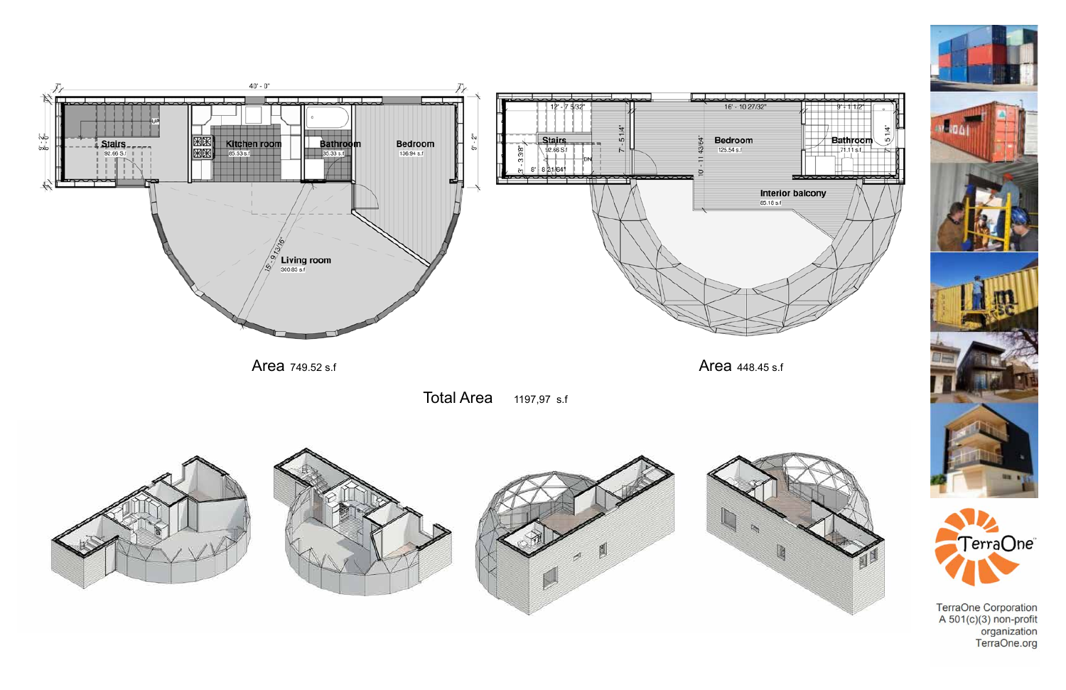Area 749.52 s.f

Area 448.45 s.f

Total Area 1197,97 s.f

TerraOne Corporation
A 501(c)(3) non-profit
organization
TerraOne.org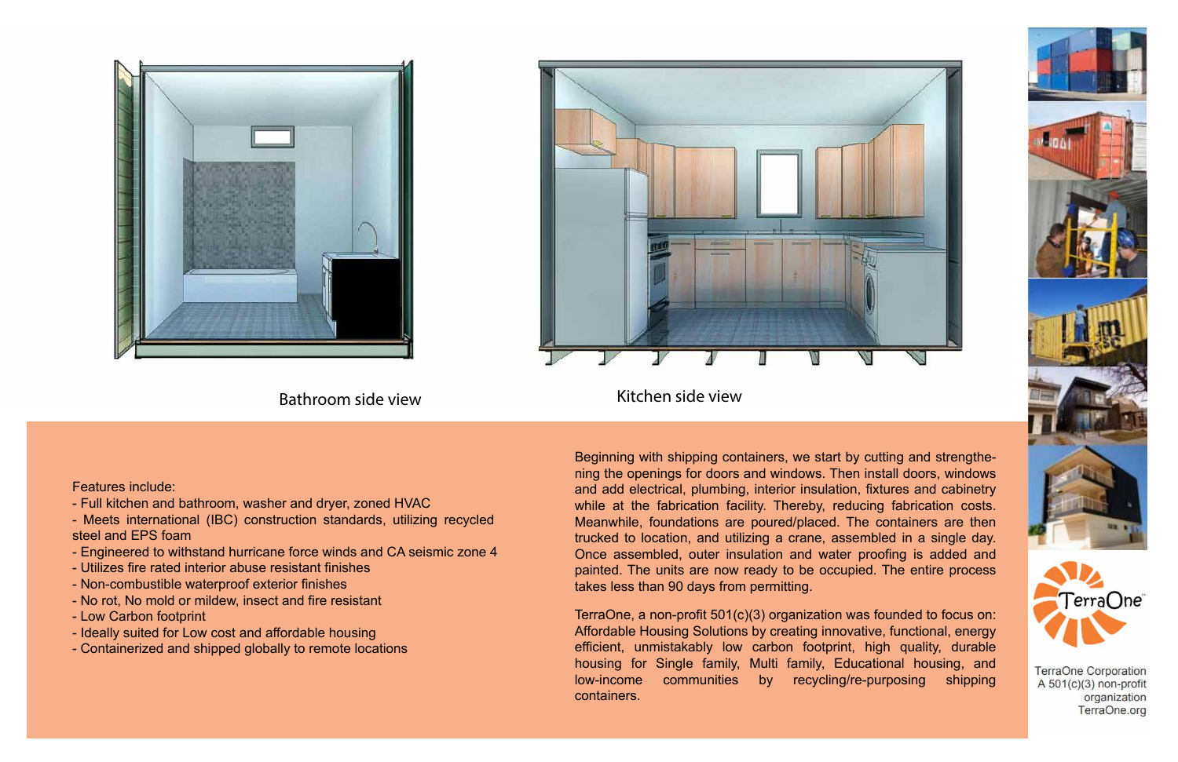Bathroom side view

Kitchen side view

Features include:

- Full kitchen and bathroom, washer and dryer, zoned HVAC
- Meets international (IBC) construction standards, utilizing recycled steel and EPS foam
- Engineered to withstand hurricane force winds and CA seismic zone 4
- Utilizes fire rated interior abuse resistant finishes
- Non-combustible waterproof exterior finishes
- No rot, No mold or mildew, insect and fire resistant
- Low Carbon footprint
- Ideally suited for Low cost and affordable housing
- Containerized and shipped globally to remote locations

Beginning with shipping containers, we start by cutting and strengthening the openings for doors and windows. Then install doors, windows and add electrical, plumbing, interior insulation, fixtures and cabinetry while at the fabrication facility. Thereby, reducing fabrication costs. Meanwhile, foundations are poured/placed. The containers are then trucked to location, and utilizing a crane, assembled in a single day. Once assembled, outer insulation and water proofing is added and painted. The units are now ready to be occupied. The entire process takes less than 90 days from permitting.

TerraOne, a non-profit 501(c)(3) organization was founded to focus on: Affordable Housing Solutions by creating innovative, functional, energy efficient, unmistakably low carbon footprint, high quality, durable housing for Single family, Multi family, Educational housing, and low-income communities by recycling/re-purposing shipping containers.

TerraOne

TerraOne Corporation
A 501(c)(3) non-profit organization
TerraOne.org